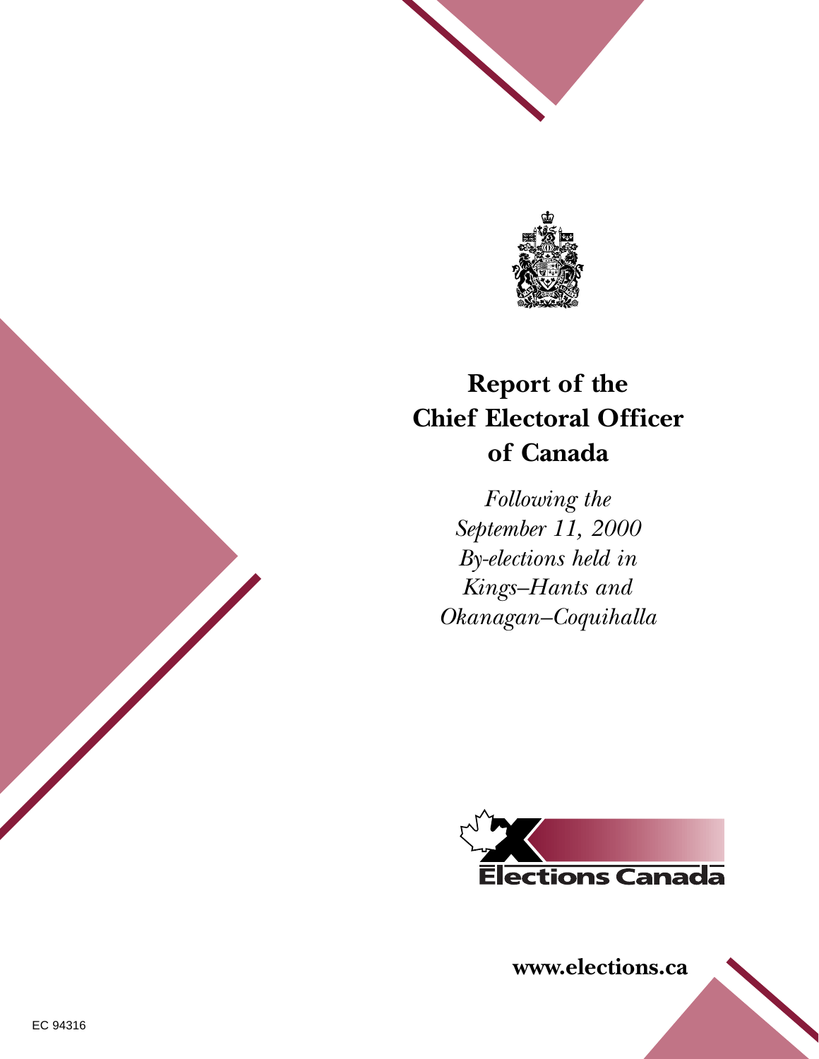# Report of the Chief Electoral Officer of Canada

*Following the September 11, 2000 By-elections held in Kings–Hants and Okanagan–Coquihalla*

Elections Canada

**www.elections.ca**

EC 94316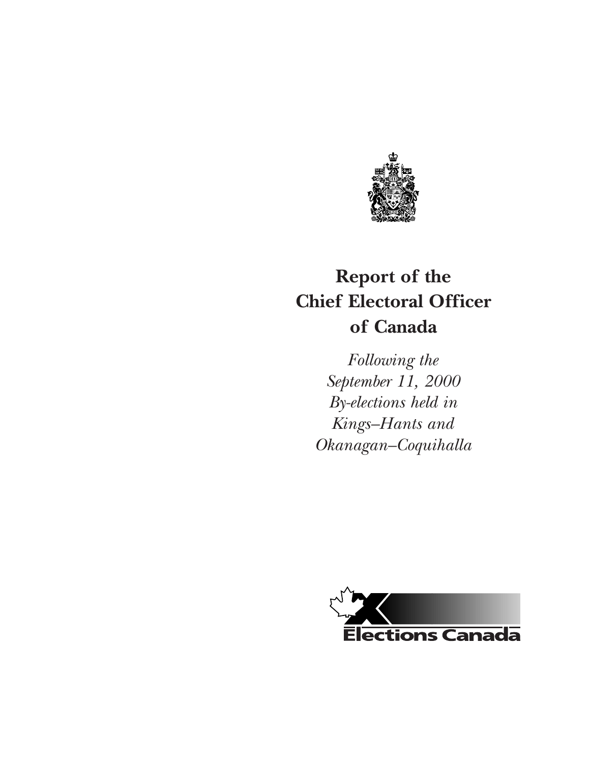# Report of the Chief Electoral Officer of Canada

*Following the September 11, 2000 By-elections held in Kings–Hants and Okanagan–Coquihalla*

Elections Canada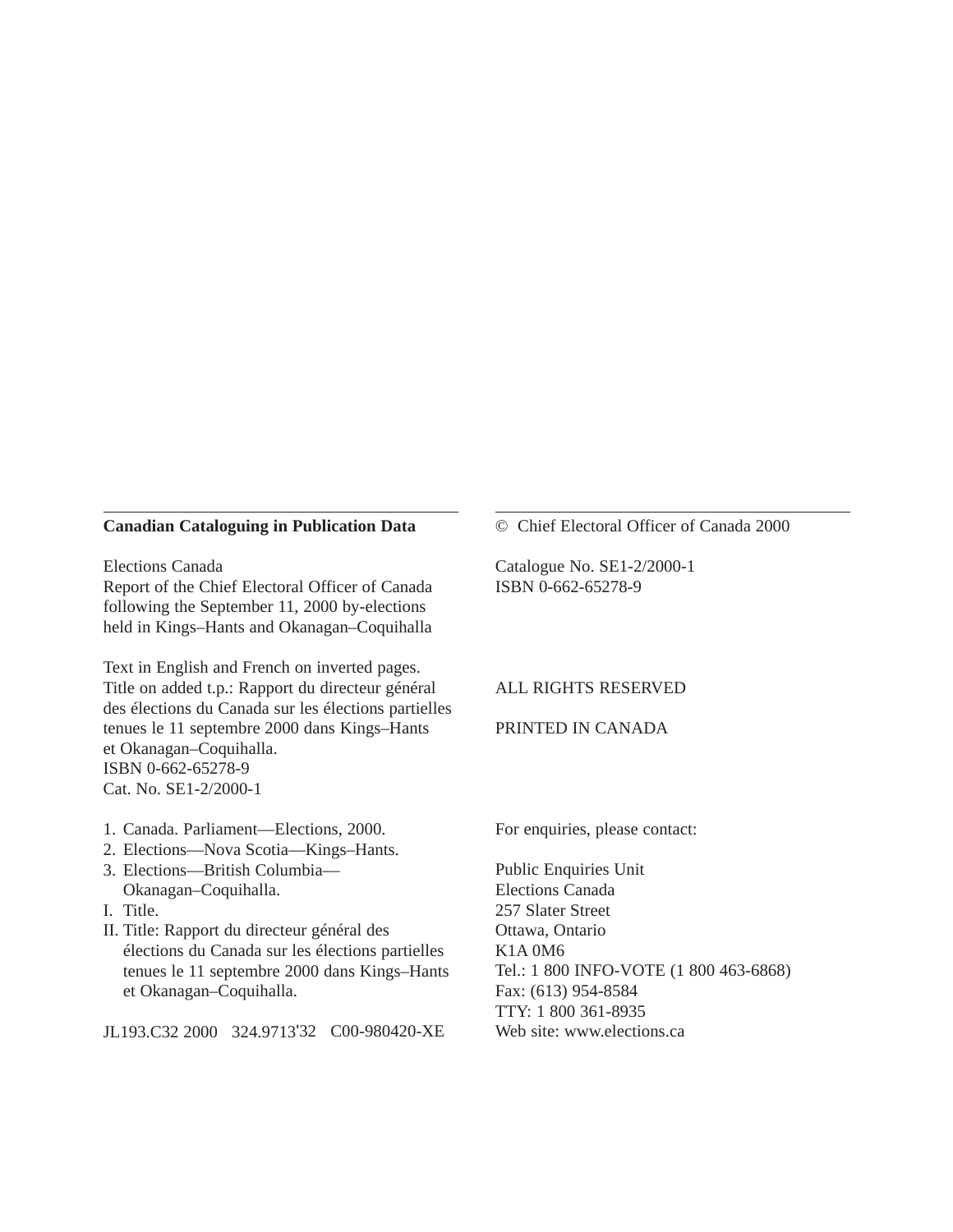**Canadian Cataloguing in Publication Data**

Elections Canada
Report of the Chief Electoral Officer of Canada following the September 11, 2000 by-elections held in Kings–Hants and Okanagan–Coquihalla

Text in English and French on inverted pages.
Title on added t.p.: Rapport du directeur général des élections du Canada sur les élections partielles tenues le 11 septembre 2000 dans Kings–Hants et Okanagan–Coquihalla.
ISBN 0-662-65278-9
Cat. No. SE1-2/2000-1

1. Canada. Parliament—Elections, 2000.
2. Elections—Nova Scotia—Kings–Hants.
3. Elections—British Columbia—Okanagan–Coquihalla.

I. Title.
II. Title: Rapport du directeur général des élections du Canada sur les élections partielles tenues le 11 septembre 2000 dans Kings–Hants et Okanagan–Coquihalla.

JL193.C32 2000   324.9713'32   C00-980420-XE

© Chief Electoral Officer of Canada 2000

Catalogue No. SE1-2/2000-1
ISBN 0-662-65278-9

ALL RIGHTS RESERVED

PRINTED IN CANADA

For enquiries, please contact:

Public Enquiries Unit
Elections Canada
257 Slater Street
Ottawa, Ontario
K1A 0M6
Tel.: 1 800 INFO-VOTE (1 800 463-6868)
Fax: (613) 954-8584
TTY: 1 800 361-8935
Web site: www.elections.ca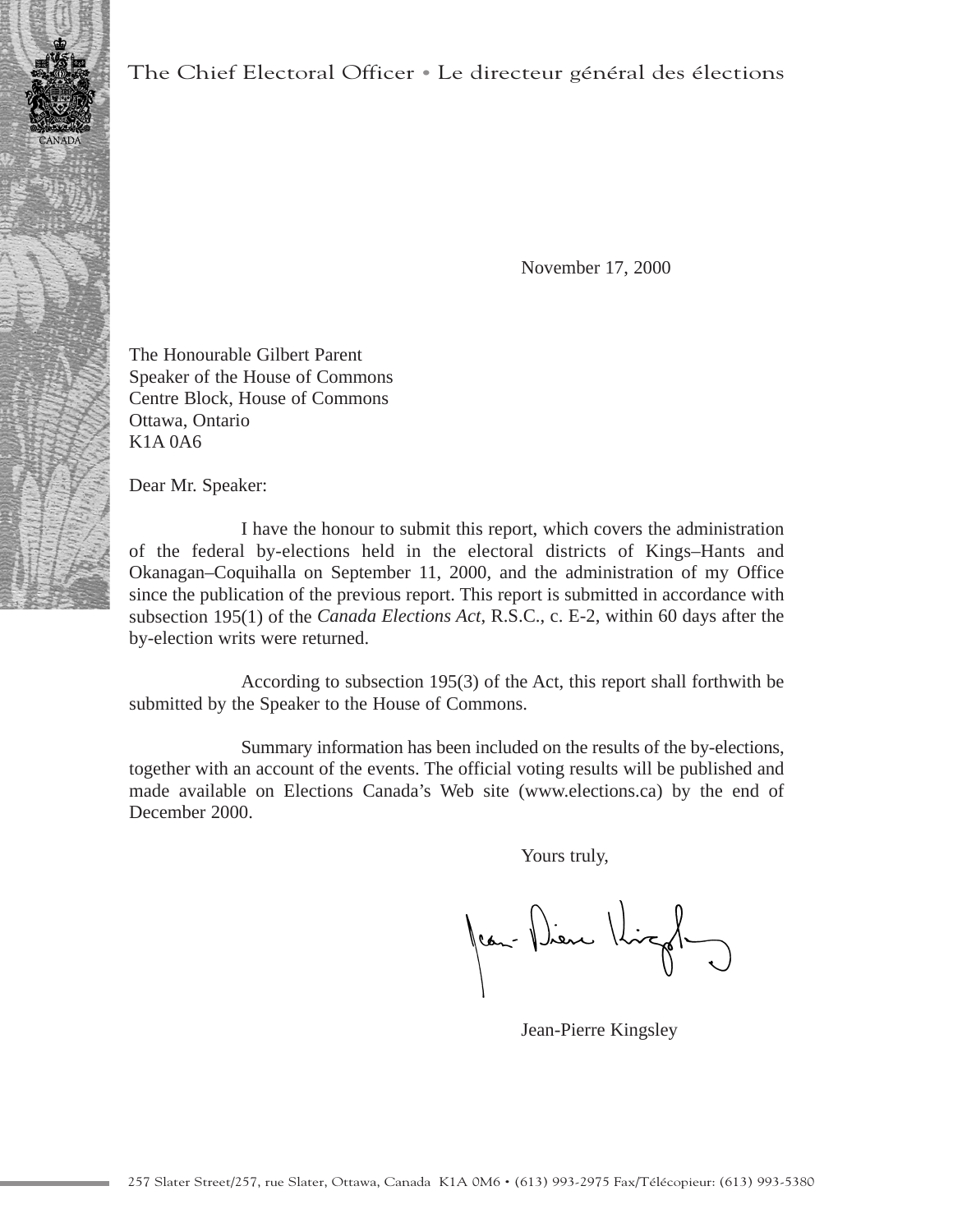The Chief Electoral Officer • Le directeur général des élections

November 17, 2000

The Honourable Gilbert Parent
Speaker of the House of Commons
Centre Block, House of Commons
Ottawa, Ontario
K1A 0A6

Dear Mr. Speaker:

I have the honour to submit this report, which covers the administration of the federal by-elections held in the electoral districts of Kings–Hants and Okanagan–Coquihalla on September 11, 2000, and the administration of my Office since the publication of the previous report. This report is submitted in accordance with subsection 195(1) of the *Canada Elections Act*, R.S.C., c. E-2, within 60 days after the by-election writs were returned.

According to subsection 195(3) of the Act, this report shall forthwith be submitted by the Speaker to the House of Commons.

Summary information has been included on the results of the by-elections, together with an account of the events. The official voting results will be published and made available on Elections Canada's Web site (www.elections.ca) by the end of December 2000.

Yours truly,

Jean-Pierre Kingsley

257 Slater Street/257, rue Slater, Ottawa, Canada K1A 0M6 • (613) 993-2975 Fax/Télécopieur: (613) 993-5380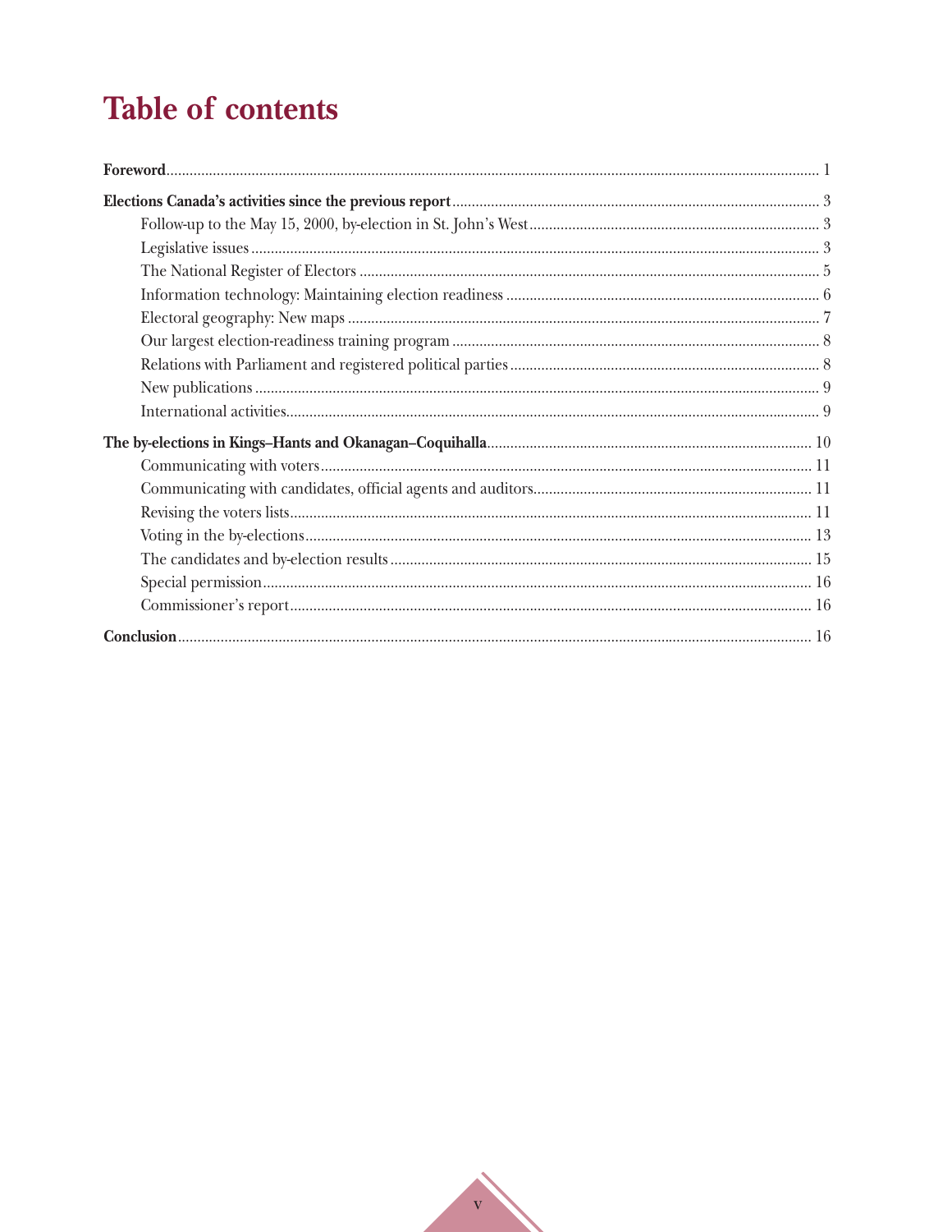# Table of contents

**Foreword** ... 1

**Elections Canada's activities since the previous report** ... 3

- Follow-up to the May 15, 2000, by-election in St. John's West ... 3
- Legislative issues ... 3
- The National Register of Electors ... 5
- Information technology: Maintaining election readiness ... 6
- Electoral geography: New maps ... 7
- Our largest election-readiness training program ... 8
- Relations with Parliament and registered political parties ... 8
- New publications ... 9
- International activities ... 9

**The by-elections in Kings–Hants and Okanagan–Coquihalla** ... 10

- Communicating with voters ... 11
- Communicating with candidates, official agents and auditors ... 11
- Revising the voters lists ... 11
- Voting in the by-elections ... 13
- The candidates and by-election results ... 15
- Special permission ... 16
- Commissioner's report ... 16

**Conclusion** ... 16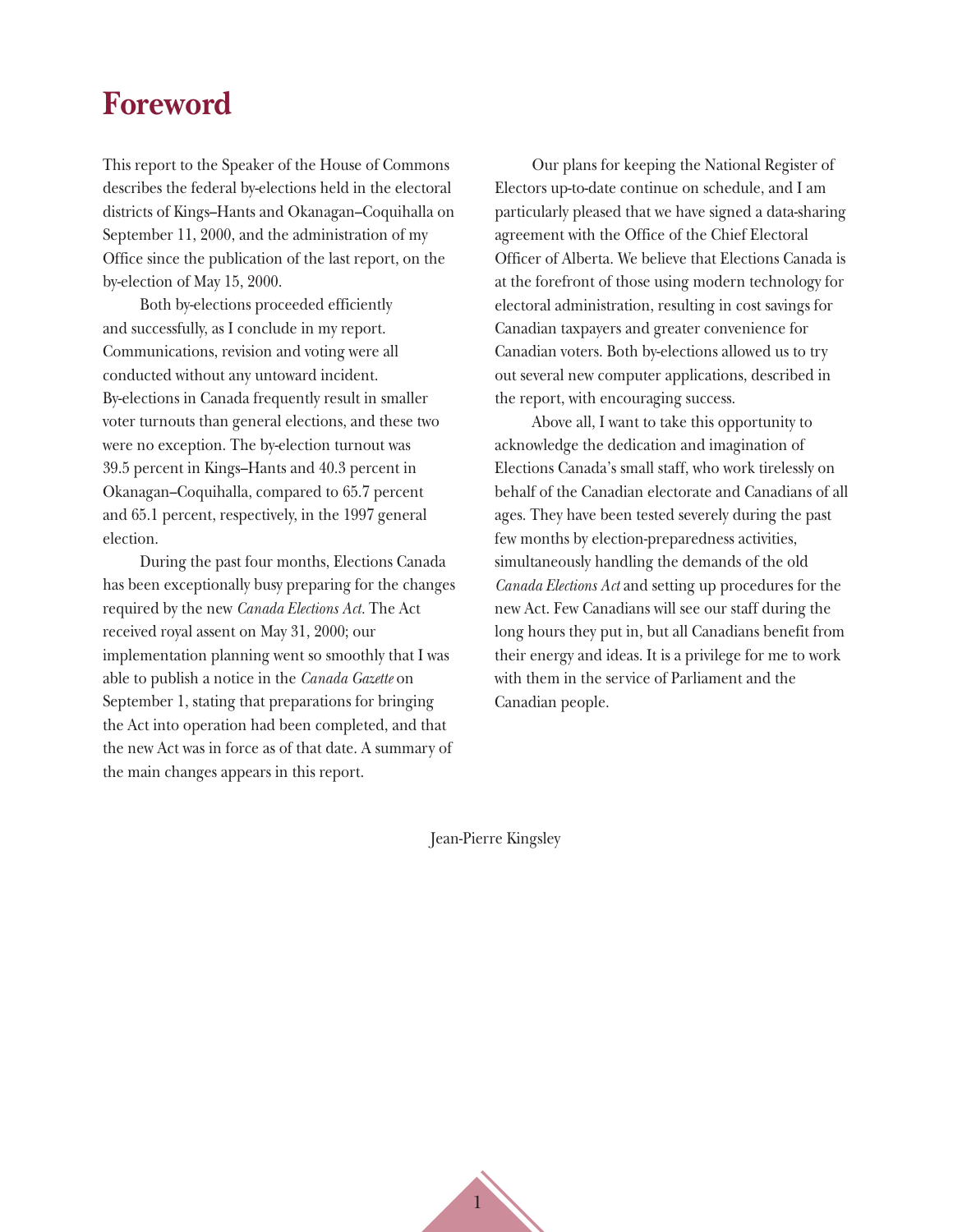# Foreword

This report to the Speaker of the House of Commons describes the federal by-elections held in the electoral districts of Kings–Hants and Okanagan–Coquihalla on September 11, 2000, and the administration of my Office since the publication of the last report, on the by-election of May 15, 2000.

Both by-elections proceeded efficiently and successfully, as I conclude in my report. Communications, revision and voting were all conducted without any untoward incident. By-elections in Canada frequently result in smaller voter turnouts than general elections, and these two were no exception. The by-election turnout was 39.5 percent in Kings–Hants and 40.3 percent in Okanagan–Coquihalla, compared to 65.7 percent and 65.1 percent, respectively, in the 1997 general election.

During the past four months, Elections Canada has been exceptionally busy preparing for the changes required by the new *Canada Elections Act*. The Act received royal assent on May 31, 2000; our implementation planning went so smoothly that I was able to publish a notice in the *Canada Gazette* on September 1, stating that preparations for bringing the Act into operation had been completed, and that the new Act was in force as of that date. A summary of the main changes appears in this report.

Our plans for keeping the National Register of Electors up-to-date continue on schedule, and I am particularly pleased that we have signed a data-sharing agreement with the Office of the Chief Electoral Officer of Alberta. We believe that Elections Canada is at the forefront of those using modern technology for electoral administration, resulting in cost savings for Canadian taxpayers and greater convenience for Canadian voters. Both by-elections allowed us to try out several new computer applications, described in the report, with encouraging success.

Above all, I want to take this opportunity to acknowledge the dedication and imagination of Elections Canada's small staff, who work tirelessly on behalf of the Canadian electorate and Canadians of all ages. They have been tested severely during the past few months by election-preparedness activities, simultaneously handling the demands of the old *Canada Elections Act* and setting up procedures for the new Act. Few Canadians will see our staff during the long hours they put in, but all Canadians benefit from their energy and ideas. It is a privilege for me to work with them in the service of Parliament and the Canadian people.

Jean-Pierre Kingsley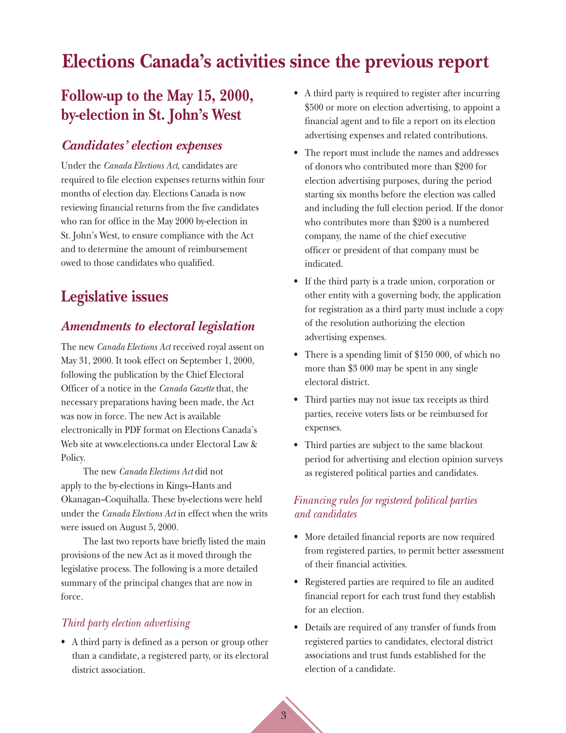# Elections Canada's activities since the previous report

## Follow-up to the May 15, 2000, by-election in St. John's West

### *Candidates' election expenses*

Under the *Canada Elections Act*, candidates are required to file election expenses returns within four months of election day. Elections Canada is now reviewing financial returns from the five candidates who ran for office in the May 2000 by-election in St. John's West, to ensure compliance with the Act and to determine the amount of reimbursement owed to those candidates who qualified.

## Legislative issues

### *Amendments to electoral legislation*

The new *Canada Elections Act* received royal assent on May 31, 2000. It took effect on September 1, 2000, following the publication by the Chief Electoral Officer of a notice in the *Canada Gazette* that, the necessary preparations having been made, the Act was now in force. The new Act is available electronically in PDF format on Elections Canada's Web site at www.elections.ca under Electoral Law & Policy.

The new *Canada Elections Act* did not apply to the by-elections in Kings–Hants and Okanagan–Coquihalla. These by-elections were held under the *Canada Elections Act* in effect when the writs were issued on August 5, 2000.

The last two reports have briefly listed the main provisions of the new Act as it moved through the legislative process. The following is a more detailed summary of the principal changes that are now in force.

#### *Third party election advertising*

- A third party is defined as a person or group other than a candidate, a registered party, or its electoral district association.
- A third party is required to register after incurring $500 or more on election advertising, to appoint a financial agent and to file a report on its election advertising expenses and related contributions.
- The report must include the names and addresses of donors who contributed more than $200 for election advertising purposes, during the period starting six months before the election was called and including the full election period. If the donor who contributes more than $200 is a numbered company, the name of the chief executive officer or president of that company must be indicated.
- If the third party is a trade union, corporation or other entity with a governing body, the application for registration as a third party must include a copy of the resolution authorizing the election advertising expenses.
- There is a spending limit of $150 000, of which no more than $3 000 may be spent in any single electoral district.
- Third parties may not issue tax receipts as third parties, receive voters lists or be reimbursed for expenses.
- Third parties are subject to the same blackout period for advertising and election opinion surveys as registered political parties and candidates.

#### *Financing rules for registered political parties and candidates*

- More detailed financial reports are now required from registered parties, to permit better assessment of their financial activities.
- Registered parties are required to file an audited financial report for each trust fund they establish for an election.
- Details are required of any transfer of funds from registered parties to candidates, electoral district associations and trust funds established for the election of a candidate.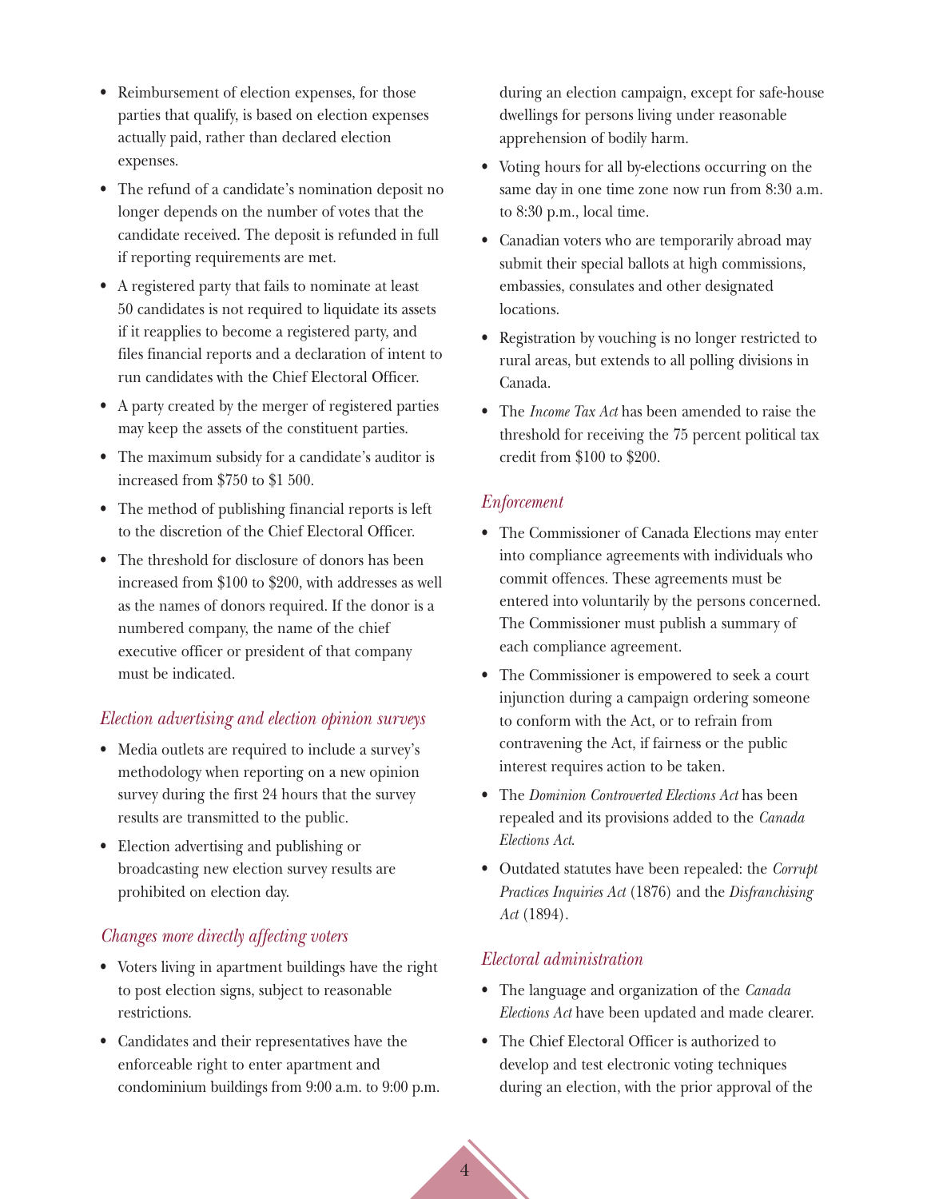- Reimbursement of election expenses, for those parties that qualify, is based on election expenses actually paid, rather than declared election expenses.
- The refund of a candidate's nomination deposit no longer depends on the number of votes that the candidate received. The deposit is refunded in full if reporting requirements are met.
- A registered party that fails to nominate at least 50 candidates is not required to liquidate its assets if it reapplies to become a registered party, and files financial reports and a declaration of intent to run candidates with the Chief Electoral Officer.
- A party created by the merger of registered parties may keep the assets of the constituent parties.
- The maximum subsidy for a candidate's auditor is increased from $750 to $1 500.
- The method of publishing financial reports is left to the discretion of the Chief Electoral Officer.
- The threshold for disclosure of donors has been increased from $100 to $200, with addresses as well as the names of donors required. If the donor is a numbered company, the name of the chief executive officer or president of that company must be indicated.

### *Election advertising and election opinion surveys*

- Media outlets are required to include a survey's methodology when reporting on a new opinion survey during the first 24 hours that the survey results are transmitted to the public.
- Election advertising and publishing or broadcasting new election survey results are prohibited on election day.

### *Changes more directly affecting voters*

- Voters living in apartment buildings have the right to post election signs, subject to reasonable restrictions.
- Candidates and their representatives have the enforceable right to enter apartment and condominium buildings from 9:00 a.m. to 9:00 p.m. during an election campaign, except for safe-house dwellings for persons living under reasonable apprehension of bodily harm.
- Voting hours for all by-elections occurring on the same day in one time zone now run from 8:30 a.m. to 8:30 p.m., local time.
- Canadian voters who are temporarily abroad may submit their special ballots at high commissions, embassies, consulates and other designated locations.
- Registration by vouching is no longer restricted to rural areas, but extends to all polling divisions in Canada.
- The *Income Tax Act* has been amended to raise the threshold for receiving the 75 percent political tax credit from $100 to $200.

### *Enforcement*

- The Commissioner of Canada Elections may enter into compliance agreements with individuals who commit offences. These agreements must be entered into voluntarily by the persons concerned. The Commissioner must publish a summary of each compliance agreement.
- The Commissioner is empowered to seek a court injunction during a campaign ordering someone to conform with the Act, or to refrain from contravening the Act, if fairness or the public interest requires action to be taken.
- The *Dominion Controverted Elections Act* has been repealed and its provisions added to the *Canada Elections Act*.
- Outdated statutes have been repealed: the *Corrupt Practices Inquiries Act* (1876) and the *Disfranchising Act* (1894).

### *Electoral administration*

- The language and organization of the *Canada Elections Act* have been updated and made clearer.
- The Chief Electoral Officer is authorized to develop and test electronic voting techniques during an election, with the prior approval of the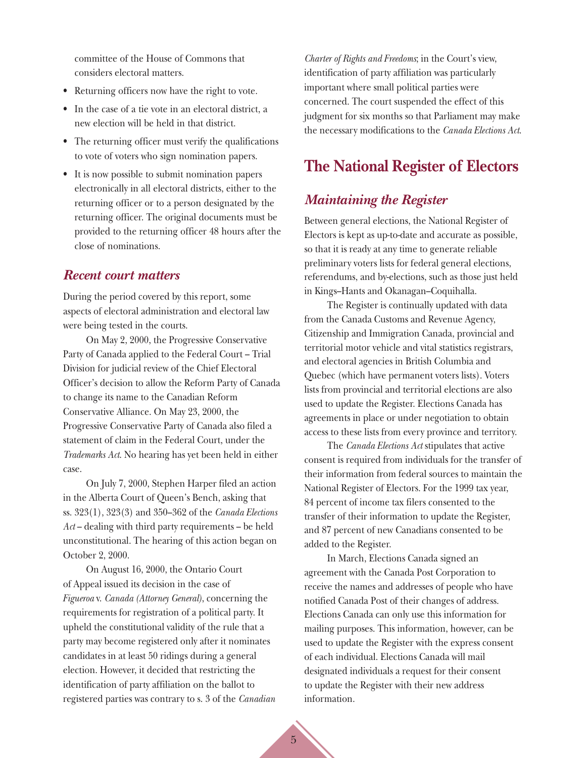committee of the House of Commons that considers electoral matters.

- Returning officers now have the right to vote.
- In the case of a tie vote in an electoral district, a new election will be held in that district.
- The returning officer must verify the qualifications to vote of voters who sign nomination papers.
- It is now possible to submit nomination papers electronically in all electoral districts, either to the returning officer or to a person designated by the returning officer. The original documents must be provided to the returning officer 48 hours after the close of nominations.

### *Recent court matters*

During the period covered by this report, some aspects of electoral administration and electoral law were being tested in the courts.

On May 2, 2000, the Progressive Conservative Party of Canada applied to the Federal Court – Trial Division for judicial review of the Chief Electoral Officer's decision to allow the Reform Party of Canada to change its name to the Canadian Reform Conservative Alliance. On May 23, 2000, the Progressive Conservative Party of Canada also filed a statement of claim in the Federal Court, under the *Trademarks Act*. No hearing has yet been held in either case.

On July 7, 2000, Stephen Harper filed an action in the Alberta Court of Queen's Bench, asking that ss. 323(1), 323(3) and 350–362 of the *Canada Elections Act* – dealing with third party requirements – be held unconstitutional. The hearing of this action began on October 2, 2000.

On August 16, 2000, the Ontario Court of Appeal issued its decision in the case of *Figueroa* v. *Canada (Attorney General)*, concerning the requirements for registration of a political party. It upheld the constitutional validity of the rule that a party may become registered only after it nominates candidates in at least 50 ridings during a general election. However, it decided that restricting the identification of party affiliation on the ballot to registered parties was contrary to s. 3 of the *Canadian Charter of Rights and Freedoms*; in the Court's view, identification of party affiliation was particularly important where small political parties were concerned. The court suspended the effect of this judgment for six months so that Parliament may make the necessary modifications to the *Canada Elections Act*.

## The National Register of Electors

### *Maintaining the Register*

Between general elections, the National Register of Electors is kept as up-to-date and accurate as possible, so that it is ready at any time to generate reliable preliminary voters lists for federal general elections, referendums, and by-elections, such as those just held in Kings–Hants and Okanagan–Coquihalla.

The Register is continually updated with data from the Canada Customs and Revenue Agency, Citizenship and Immigration Canada, provincial and territorial motor vehicle and vital statistics registrars, and electoral agencies in British Columbia and Quebec (which have permanent voters lists). Voters lists from provincial and territorial elections are also used to update the Register. Elections Canada has agreements in place or under negotiation to obtain access to these lists from every province and territory.

The *Canada Elections Act* stipulates that active consent is required from individuals for the transfer of their information from federal sources to maintain the National Register of Electors. For the 1999 tax year, 84 percent of income tax filers consented to the transfer of their information to update the Register, and 87 percent of new Canadians consented to be added to the Register.

In March, Elections Canada signed an agreement with the Canada Post Corporation to receive the names and addresses of people who have notified Canada Post of their changes of address. Elections Canada can only use this information for mailing purposes. This information, however, can be used to update the Register with the express consent of each individual. Elections Canada will mail designated individuals a request for their consent to update the Register with their new address information.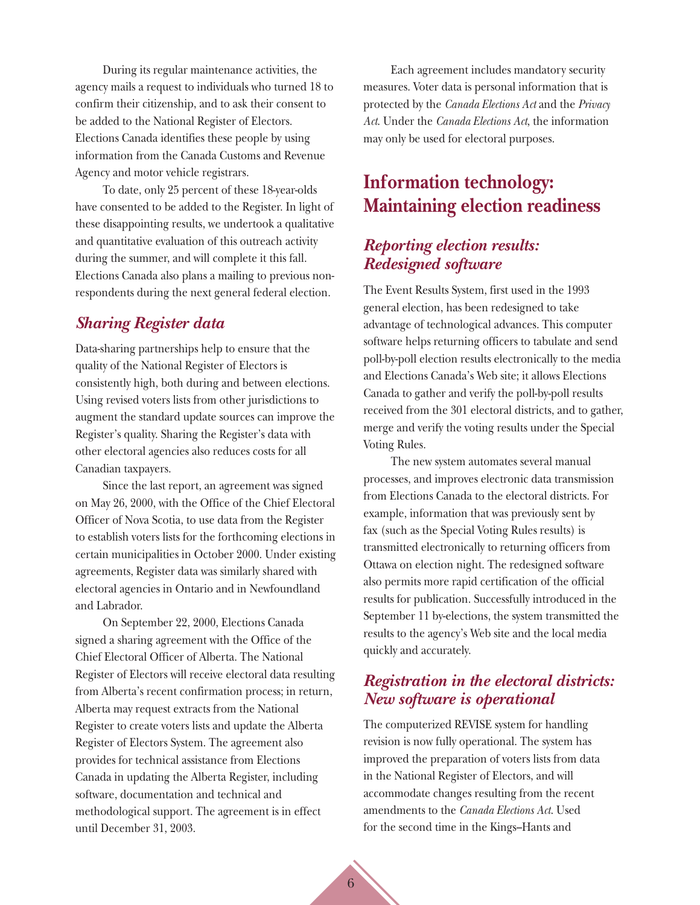During its regular maintenance activities, the agency mails a request to individuals who turned 18 to confirm their citizenship, and to ask their consent to be added to the National Register of Electors. Elections Canada identifies these people by using information from the Canada Customs and Revenue Agency and motor vehicle registrars.

To date, only 25 percent of these 18-year-olds have consented to be added to the Register. In light of these disappointing results, we undertook a qualitative and quantitative evaluation of this outreach activity during the summer, and will complete it this fall. Elections Canada also plans a mailing to previous non-respondents during the next general federal election.

### *Sharing Register data*

Data-sharing partnerships help to ensure that the quality of the National Register of Electors is consistently high, both during and between elections. Using revised voters lists from other jurisdictions to augment the standard update sources can improve the Register's quality. Sharing the Register's data with other electoral agencies also reduces costs for all Canadian taxpayers.

Since the last report, an agreement was signed on May 26, 2000, with the Office of the Chief Electoral Officer of Nova Scotia, to use data from the Register to establish voters lists for the forthcoming elections in certain municipalities in October 2000. Under existing agreements, Register data was similarly shared with electoral agencies in Ontario and in Newfoundland and Labrador.

On September 22, 2000, Elections Canada signed a sharing agreement with the Office of the Chief Electoral Officer of Alberta. The National Register of Electors will receive electoral data resulting from Alberta's recent confirmation process; in return, Alberta may request extracts from the National Register to create voters lists and update the Alberta Register of Electors System. The agreement also provides for technical assistance from Elections Canada in updating the Alberta Register, including software, documentation and technical and methodological support. The agreement is in effect until December 31, 2003.

Each agreement includes mandatory security measures. Voter data is personal information that is protected by the *Canada Elections Act* and the *Privacy Act*. Under the *Canada Elections Act*, the information may only be used for electoral purposes.

## Information technology: Maintaining election readiness

### *Reporting election results: Redesigned software*

The Event Results System, first used in the 1993 general election, has been redesigned to take advantage of technological advances. This computer software helps returning officers to tabulate and send poll-by-poll election results electronically to the media and Elections Canada's Web site; it allows Elections Canada to gather and verify the poll-by-poll results received from the 301 electoral districts, and to gather, merge and verify the voting results under the Special Voting Rules.

The new system automates several manual processes, and improves electronic data transmission from Elections Canada to the electoral districts. For example, information that was previously sent by fax (such as the Special Voting Rules results) is transmitted electronically to returning officers from Ottawa on election night. The redesigned software also permits more rapid certification of the official results for publication. Successfully introduced in the September 11 by-elections, the system transmitted the results to the agency's Web site and the local media quickly and accurately.

### *Registration in the electoral districts: New software is operational*

The computerized REVISE system for handling revision is now fully operational. The system has improved the preparation of voters lists from data in the National Register of Electors, and will accommodate changes resulting from the recent amendments to the *Canada Elections Act*. Used for the second time in the Kings–Hants and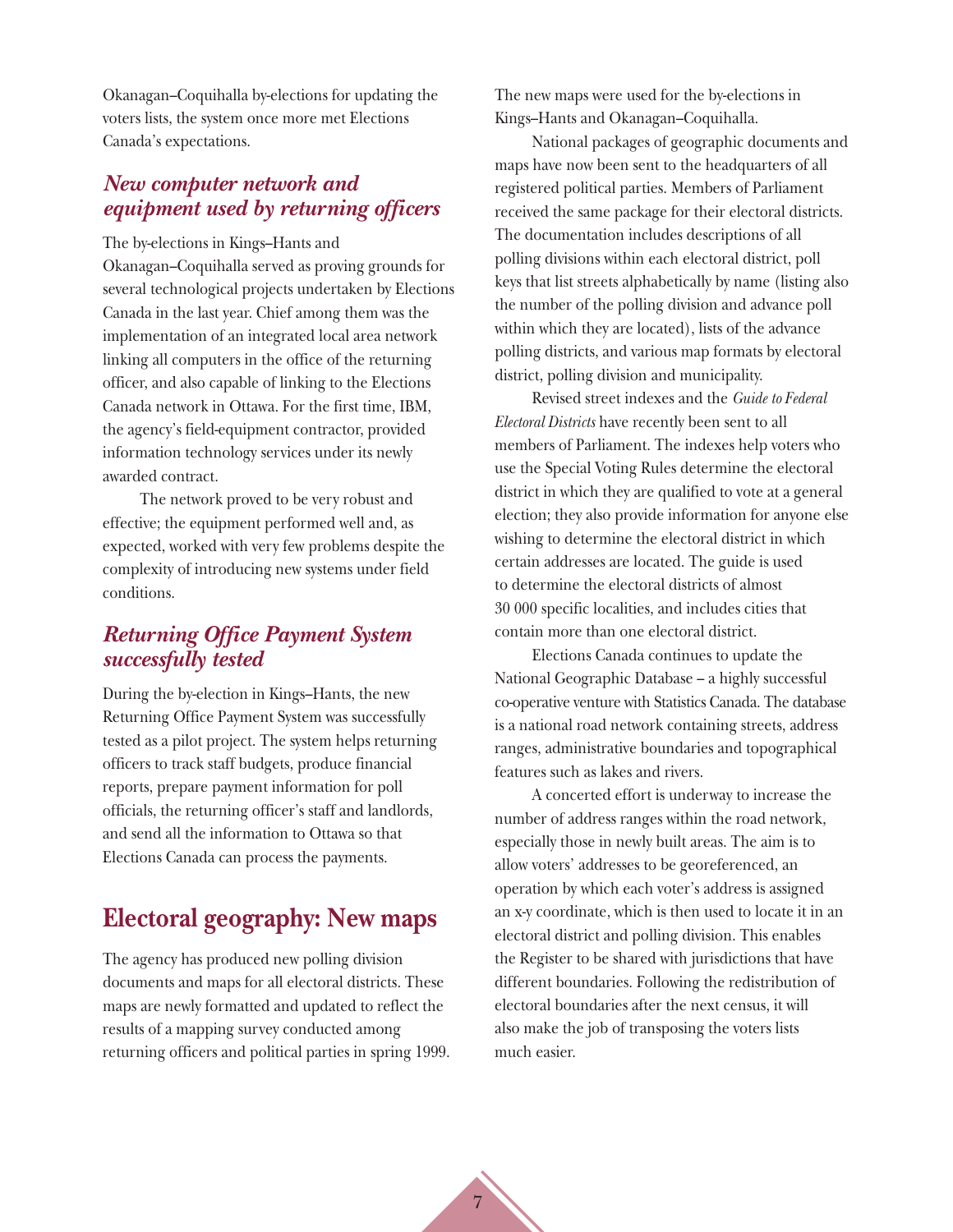Okanagan–Coquihalla by-elections for updating the voters lists, the system once more met Elections Canada's expectations.

### *New computer network and equipment used by returning officers*

The by-elections in Kings–Hants and Okanagan–Coquihalla served as proving grounds for several technological projects undertaken by Elections Canada in the last year. Chief among them was the implementation of an integrated local area network linking all computers in the office of the returning officer, and also capable of linking to the Elections Canada network in Ottawa. For the first time, IBM, the agency's field-equipment contractor, provided information technology services under its newly awarded contract.

The network proved to be very robust and effective; the equipment performed well and, as expected, worked with very few problems despite the complexity of introducing new systems under field conditions.

### *Returning Office Payment System successfully tested*

During the by-election in Kings–Hants, the new Returning Office Payment System was successfully tested as a pilot project. The system helps returning officers to track staff budgets, produce financial reports, prepare payment information for poll officials, the returning officer's staff and landlords, and send all the information to Ottawa so that Elections Canada can process the payments.

## Electoral geography: New maps

The agency has produced new polling division documents and maps for all electoral districts. These maps are newly formatted and updated to reflect the results of a mapping survey conducted among returning officers and political parties in spring 1999. The new maps were used for the by-elections in Kings–Hants and Okanagan–Coquihalla.

National packages of geographic documents and maps have now been sent to the headquarters of all registered political parties. Members of Parliament received the same package for their electoral districts. The documentation includes descriptions of all polling divisions within each electoral district, poll keys that list streets alphabetically by name (listing also the number of the polling division and advance poll within which they are located), lists of the advance polling districts, and various map formats by electoral district, polling division and municipality.

Revised street indexes and the *Guide to Federal Electoral Districts* have recently been sent to all members of Parliament. The indexes help voters who use the Special Voting Rules determine the electoral district in which they are qualified to vote at a general election; they also provide information for anyone else wishing to determine the electoral district in which certain addresses are located. The guide is used to determine the electoral districts of almost 30 000 specific localities, and includes cities that contain more than one electoral district.

Elections Canada continues to update the National Geographic Database – a highly successful co-operative venture with Statistics Canada. The database is a national road network containing streets, address ranges, administrative boundaries and topographical features such as lakes and rivers.

A concerted effort is underway to increase the number of address ranges within the road network, especially those in newly built areas. The aim is to allow voters' addresses to be georeferenced, an operation by which each voter's address is assigned an x-y coordinate, which is then used to locate it in an electoral district and polling division. This enables the Register to be shared with jurisdictions that have different boundaries. Following the redistribution of electoral boundaries after the next census, it will also make the job of transposing the voters lists much easier.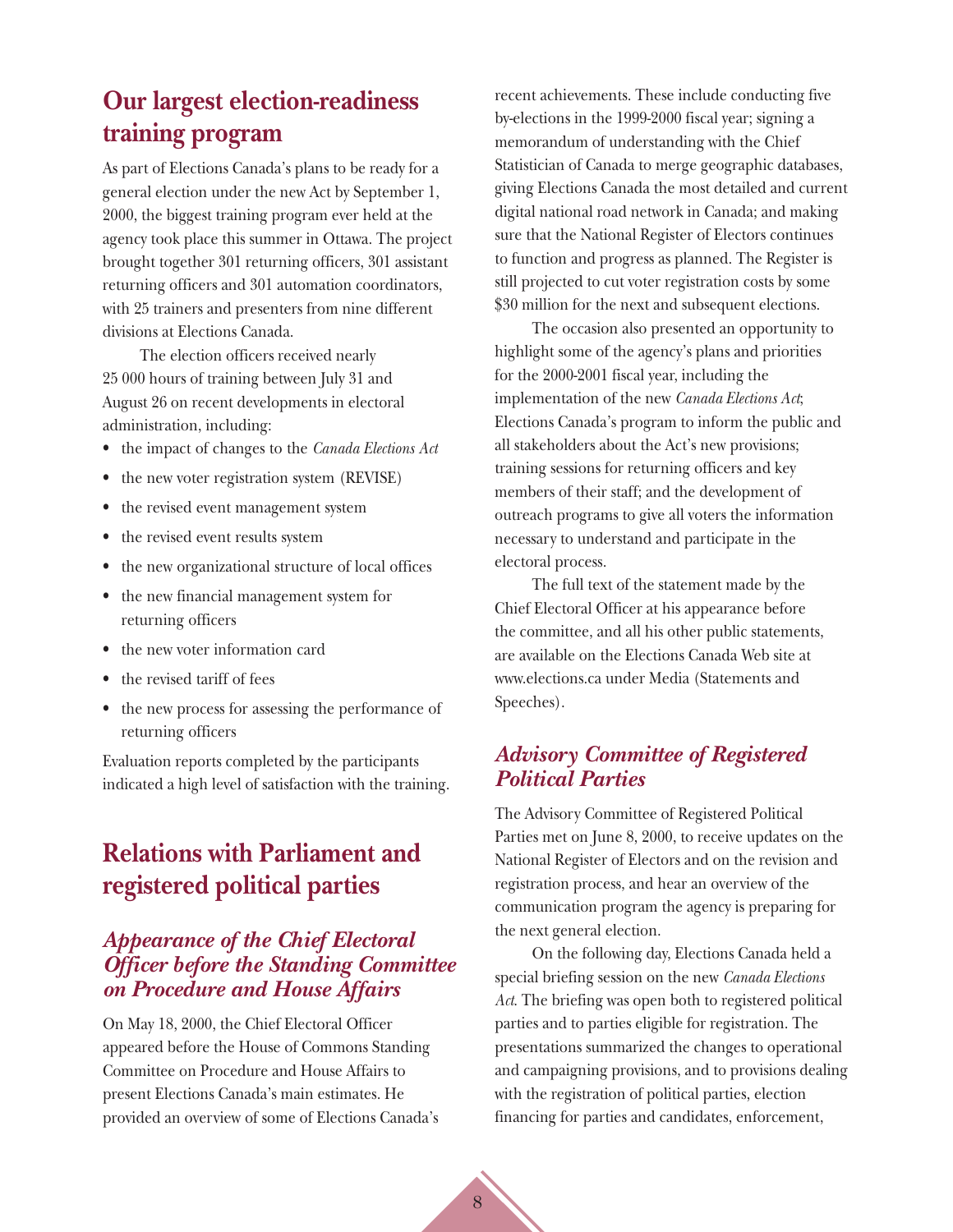## Our largest election-readiness training program

As part of Elections Canada's plans to be ready for a general election under the new Act by September 1, 2000, the biggest training program ever held at the agency took place this summer in Ottawa. The project brought together 301 returning officers, 301 assistant returning officers and 301 automation coordinators, with 25 trainers and presenters from nine different divisions at Elections Canada.

The election officers received nearly 25 000 hours of training between July 31 and August 26 on recent developments in electoral administration, including:

- the impact of changes to the *Canada Elections Act*
- the new voter registration system (REVISE)
- the revised event management system
- the revised event results system
- the new organizational structure of local offices
- the new financial management system for returning officers
- the new voter information card
- the revised tariff of fees
- the new process for assessing the performance of returning officers

Evaluation reports completed by the participants indicated a high level of satisfaction with the training.

## Relations with Parliament and registered political parties

### *Appearance of the Chief Electoral Officer before the Standing Committee on Procedure and House Affairs*

On May 18, 2000, the Chief Electoral Officer appeared before the House of Commons Standing Committee on Procedure and House Affairs to present Elections Canada's main estimates. He provided an overview of some of Elections Canada's recent achievements. These include conducting five by-elections in the 1999-2000 fiscal year; signing a memorandum of understanding with the Chief Statistician of Canada to merge geographic databases, giving Elections Canada the most detailed and current digital national road network in Canada; and making sure that the National Register of Electors continues to function and progress as planned. The Register is still projected to cut voter registration costs by some $30 million for the next and subsequent elections.

The occasion also presented an opportunity to highlight some of the agency's plans and priorities for the 2000-2001 fiscal year, including the implementation of the new *Canada Elections Act*; Elections Canada's program to inform the public and all stakeholders about the Act's new provisions; training sessions for returning officers and key members of their staff; and the development of outreach programs to give all voters the information necessary to understand and participate in the electoral process.

The full text of the statement made by the Chief Electoral Officer at his appearance before the committee, and all his other public statements, are available on the Elections Canada Web site at www.elections.ca under Media (Statements and Speeches).

### *Advisory Committee of Registered Political Parties*

The Advisory Committee of Registered Political Parties met on June 8, 2000, to receive updates on the National Register of Electors and on the revision and registration process, and hear an overview of the communication program the agency is preparing for the next general election.

On the following day, Elections Canada held a special briefing session on the new *Canada Elections Act*. The briefing was open both to registered political parties and to parties eligible for registration. The presentations summarized the changes to operational and campaigning provisions, and to provisions dealing with the registration of political parties, election financing for parties and candidates, enforcement,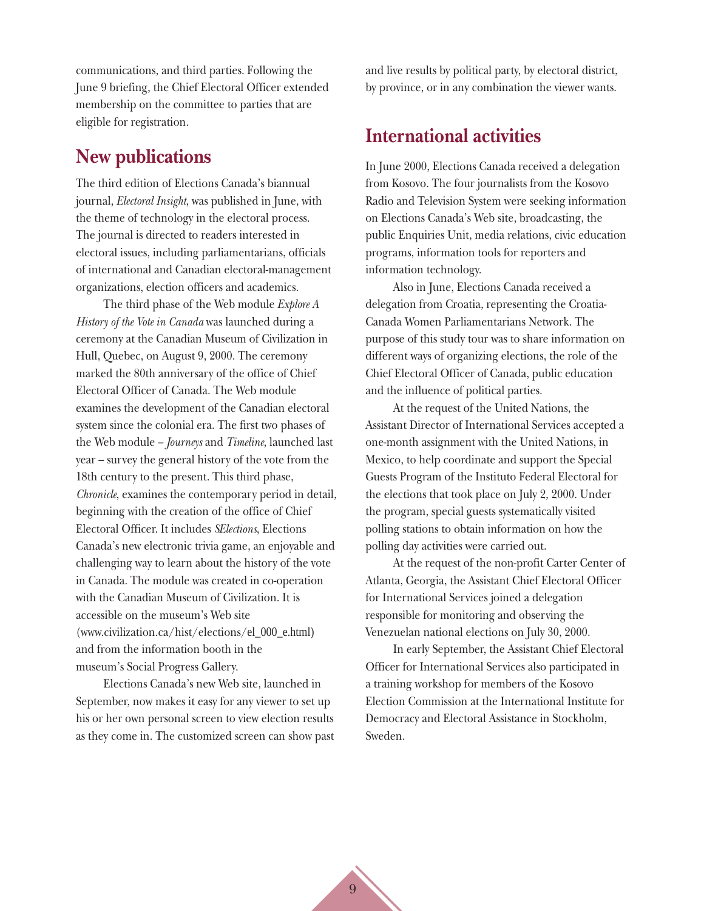communications, and third parties. Following the June 9 briefing, the Chief Electoral Officer extended membership on the committee to parties that are eligible for registration.

## New publications

The third edition of Elections Canada's biannual journal, *Electoral Insight*, was published in June, with the theme of technology in the electoral process. The journal is directed to readers interested in electoral issues, including parliamentarians, officials of international and Canadian electoral-management organizations, election officers and academics.

The third phase of the Web module *Explore A History of the Vote in Canada* was launched during a ceremony at the Canadian Museum of Civilization in Hull, Quebec, on August 9, 2000. The ceremony marked the 80th anniversary of the office of Chief Electoral Officer of Canada. The Web module examines the development of the Canadian electoral system since the colonial era. The first two phases of the Web module – *Journeys* and *Timeline*, launched last year – survey the general history of the vote from the 18th century to the present. This third phase, *Chronicle*, examines the contemporary period in detail, beginning with the creation of the office of Chief Electoral Officer. It includes *SElections*, Elections Canada's new electronic trivia game, an enjoyable and challenging way to learn about the history of the vote in Canada. The module was created in co-operation with the Canadian Museum of Civilization. It is accessible on the museum's Web site (www.civilization.ca/hist/elections/el_000_e.html) and from the information booth in the museum's Social Progress Gallery.

Elections Canada's new Web site, launched in September, now makes it easy for any viewer to set up his or her own personal screen to view election results as they come in. The customized screen can show past and live results by political party, by electoral district, by province, or in any combination the viewer wants.

## International activities

In June 2000, Elections Canada received a delegation from Kosovo. The four journalists from the Kosovo Radio and Television System were seeking information on Elections Canada's Web site, broadcasting, the public Enquiries Unit, media relations, civic education programs, information tools for reporters and information technology.

Also in June, Elections Canada received a delegation from Croatia, representing the Croatia-Canada Women Parliamentarians Network. The purpose of this study tour was to share information on different ways of organizing elections, the role of the Chief Electoral Officer of Canada, public education and the influence of political parties.

At the request of the United Nations, the Assistant Director of International Services accepted a one-month assignment with the United Nations, in Mexico, to help coordinate and support the Special Guests Program of the Instituto Federal Electoral for the elections that took place on July 2, 2000. Under the program, special guests systematically visited polling stations to obtain information on how the polling day activities were carried out.

At the request of the non-profit Carter Center of Atlanta, Georgia, the Assistant Chief Electoral Officer for International Services joined a delegation responsible for monitoring and observing the Venezuelan national elections on July 30, 2000.

In early September, the Assistant Chief Electoral Officer for International Services also participated in a training workshop for members of the Kosovo Election Commission at the International Institute for Democracy and Electoral Assistance in Stockholm, Sweden.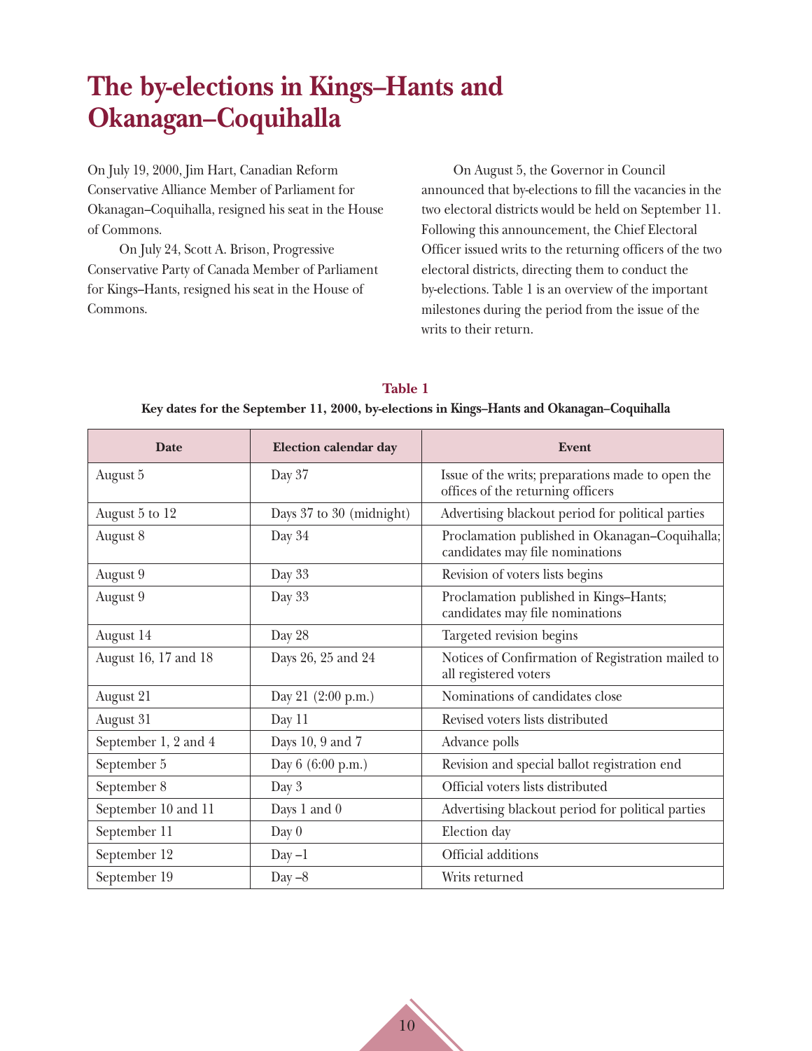# The by-elections in Kings–Hants and Okanagan–Coquihalla

On July 19, 2000, Jim Hart, Canadian Reform Conservative Alliance Member of Parliament for Okanagan–Coquihalla, resigned his seat in the House of Commons.

On July 24, Scott A. Brison, Progressive Conservative Party of Canada Member of Parliament for Kings–Hants, resigned his seat in the House of Commons.

On August 5, the Governor in Council announced that by-elections to fill the vacancies in the two electoral districts would be held on September 11. Following this announcement, the Chief Electoral Officer issued writs to the returning officers of the two electoral districts, directing them to conduct the by-elections. Table 1 is an overview of the important milestones during the period from the issue of the writs to their return.

**Table 1**

**Key dates for the September 11, 2000, by-elections in Kings–Hants and Okanagan–Coquihalla**

| Date | Election calendar day | Event |
|---|---|---|
| August 5 | Day 37 | Issue of the writs; preparations made to open the offices of the returning officers |
| August 5 to 12 | Days 37 to 30 (midnight) | Advertising blackout period for political parties |
| August 8 | Day 34 | Proclamation published in Okanagan–Coquihalla; candidates may file nominations |
| August 9 | Day 33 | Revision of voters lists begins |
| August 9 | Day 33 | Proclamation published in Kings–Hants; candidates may file nominations |
| August 14 | Day 28 | Targeted revision begins |
| August 16, 17 and 18 | Days 26, 25 and 24 | Notices of Confirmation of Registration mailed to all registered voters |
| August 21 | Day 21 (2:00 p.m.) | Nominations of candidates close |
| August 31 | Day 11 | Revised voters lists distributed |
| September 1, 2 and 4 | Days 10, 9 and 7 | Advance polls |
| September 5 | Day 6 (6:00 p.m.) | Revision and special ballot registration end |
| September 8 | Day 3 | Official voters lists distributed |
| September 10 and 11 | Days 1 and 0 | Advertising blackout period for political parties |
| September 11 | Day 0 | Election day |
| September 12 | Day –1 | Official additions |
| September 19 | Day –8 | Writs returned |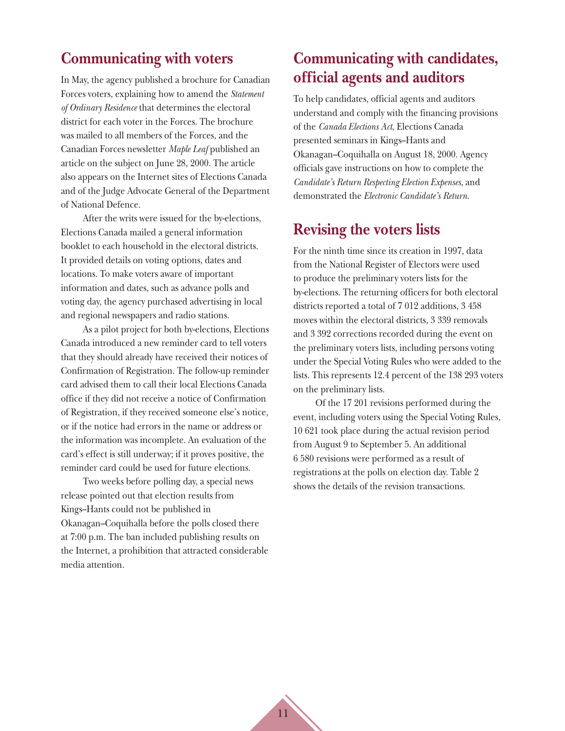## Communicating with voters

In May, the agency published a brochure for Canadian Forces voters, explaining how to amend the *Statement of Ordinary Residence* that determines the electoral district for each voter in the Forces. The brochure was mailed to all members of the Forces, and the Canadian Forces newsletter *Maple Leaf* published an article on the subject on June 28, 2000. The article also appears on the Internet sites of Elections Canada and of the Judge Advocate General of the Department of National Defence.

After the writs were issued for the by-elections, Elections Canada mailed a general information booklet to each household in the electoral districts. It provided details on voting options, dates and locations. To make voters aware of important information and dates, such as advance polls and voting day, the agency purchased advertising in local and regional newspapers and radio stations.

As a pilot project for both by-elections, Elections Canada introduced a new reminder card to tell voters that they should already have received their notices of Confirmation of Registration. The follow-up reminder card advised them to call their local Elections Canada office if they did not receive a notice of Confirmation of Registration, if they received someone else's notice, or if the notice had errors in the name or address or the information was incomplete. An evaluation of the card's effect is still underway; if it proves positive, the reminder card could be used for future elections.

Two weeks before polling day, a special news release pointed out that election results from Kings–Hants could not be published in Okanagan–Coquihalla before the polls closed there at 7:00 p.m. The ban included publishing results on the Internet, a prohibition that attracted considerable media attention.

## Communicating with candidates, official agents and auditors

To help candidates, official agents and auditors understand and comply with the financing provisions of the *Canada Elections Act*, Elections Canada presented seminars in Kings–Hants and Okanagan–Coquihalla on August 18, 2000. Agency officials gave instructions on how to complete the *Candidate's Return Respecting Election Expenses*, and demonstrated the *Electronic Candidate's Return*.

## Revising the voters lists

For the ninth time since its creation in 1997, data from the National Register of Electors were used to produce the preliminary voters lists for the by-elections. The returning officers for both electoral districts reported a total of 7 012 additions, 3 458 moves within the electoral districts, 3 339 removals and 3 392 corrections recorded during the event on the preliminary voters lists, including persons voting under the Special Voting Rules who were added to the lists. This represents 12.4 percent of the 138 293 voters on the preliminary lists.

Of the 17 201 revisions performed during the event, including voters using the Special Voting Rules, 10 621 took place during the actual revision period from August 9 to September 5. An additional 6 580 revisions were performed as a result of registrations at the polls on election day. Table 2 shows the details of the revision transactions.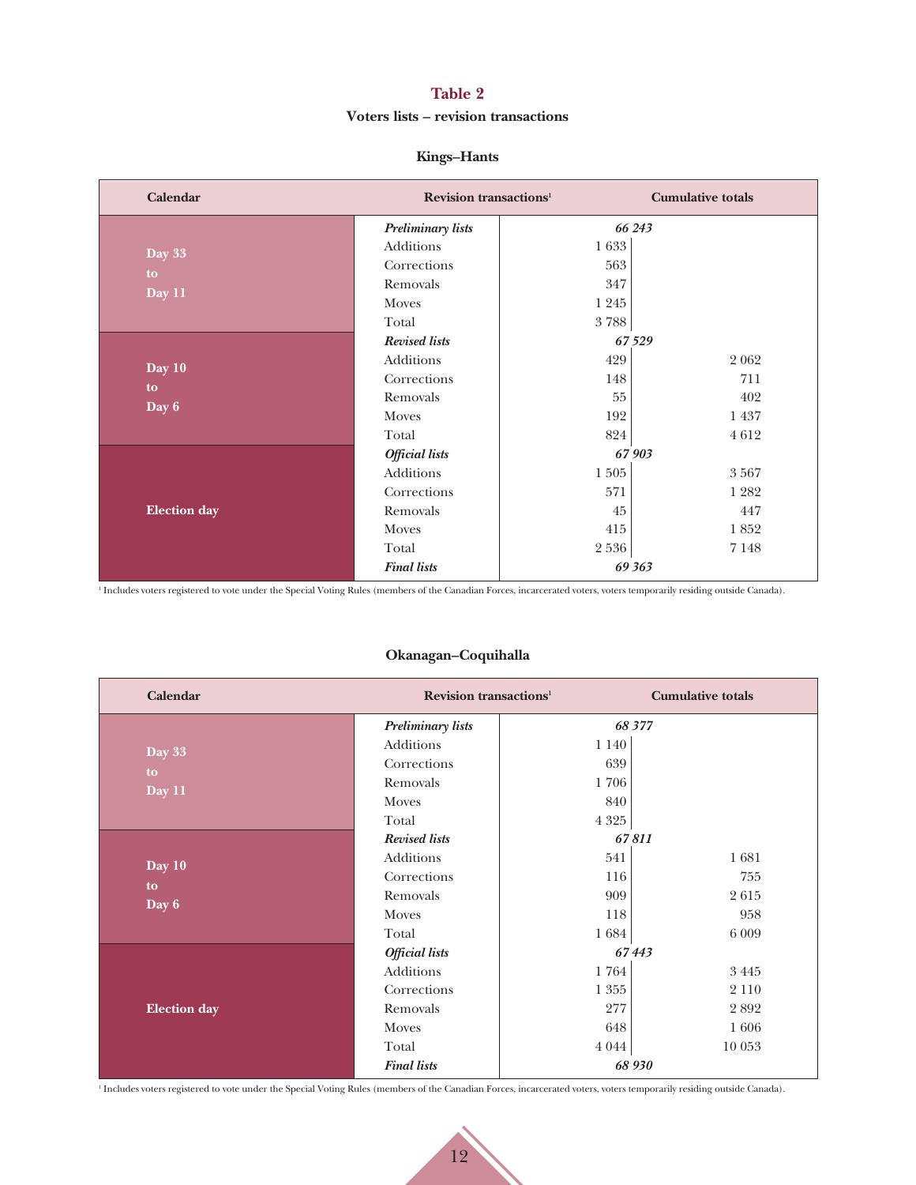## Table 2

**Voters lists – revision transactions**

### Kings–Hants

| Calendar | Revision transactions[1] | | Cumulative totals |
|---|---|---|---|
| Day 33 to Day 11 | ***Preliminary lists*** | ***66 243*** | |
| | Additions | 1 633 | |
| | Corrections | 563 | |
| | Removals | 347 | |
| | Moves | 1 245 | |
| | Total | 3 788 | |
| Day 10 to Day 6 | ***Revised lists*** | ***67 529*** | |
| | Additions | 429 | 2 062 |
| | Corrections | 148 | 711 |
| | Removals | 55 | 402 |
| | Moves | 192 | 1 437 |
| | Total | 824 | 4 612 |
| Election day | ***Official lists*** | ***67 903*** | |
| | Additions | 1 505 | 3 567 |
| | Corrections | 571 | 1 282 |
| | Removals | 45 | 447 |
| | Moves | 415 | 1 852 |
| | Total | 2 536 | 7 148 |
| | ***Final lists*** | ***69 363*** | |

[1] Includes voters registered to vote under the Special Voting Rules (members of the Canadian Forces, incarcerated voters, voters temporarily residing outside Canada).

### Okanagan–Coquihalla

| Calendar | Revision transactions[1] | | Cumulative totals |
|---|---|---|---|
| Day 33 to Day 11 | ***Preliminary lists*** | ***68 377*** | |
| | Additions | 1 140 | |
| | Corrections | 639 | |
| | Removals | 1 706 | |
| | Moves | 840 | |
| | Total | 4 325 | |
| Day 10 to Day 6 | ***Revised lists*** | ***67 811*** | |
| | Additions | 541 | 1 681 |
| | Corrections | 116 | 755 |
| | Removals | 909 | 2 615 |
| | Moves | 118 | 958 |
| | Total | 1 684 | 6 009 |
| Election day | ***Official lists*** | ***67 443*** | |
| | Additions | 1 764 | 3 445 |
| | Corrections | 1 355 | 2 110 |
| | Removals | 277 | 2 892 |
| | Moves | 648 | 1 606 |
| | Total | 4 044 | 10 053 |
| | ***Final lists*** | ***68 930*** | |

[1] Includes voters registered to vote under the Special Voting Rules (members of the Canadian Forces, incarcerated voters, voters temporarily residing outside Canada).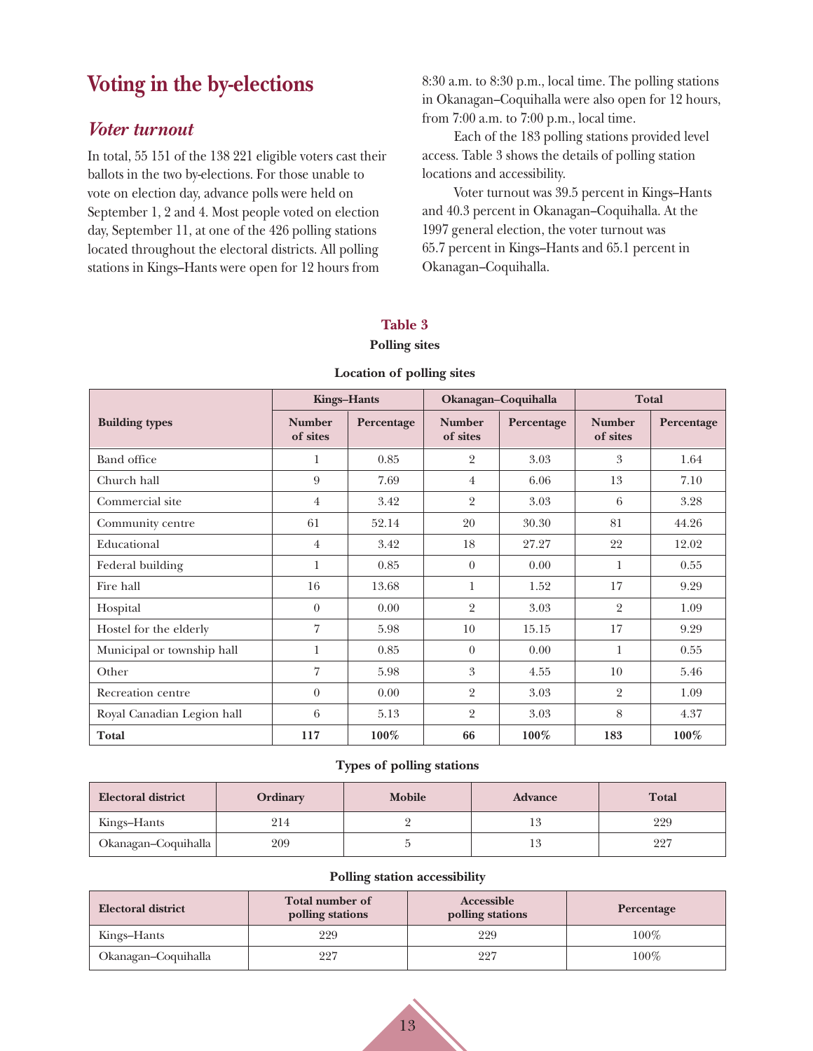# Voting in the by-elections

## *Voter turnout*

In total, 55 151 of the 138 221 eligible voters cast their ballots in the two by-elections. For those unable to vote on election day, advance polls were held on September 1, 2 and 4. Most people voted on election day, September 11, at one of the 426 polling stations located throughout the electoral districts. All polling stations in Kings–Hants were open for 12 hours from 8:30 a.m. to 8:30 p.m., local time. The polling stations in Okanagan–Coquihalla were also open for 12 hours, from 7:00 a.m. to 7:00 p.m., local time.

Each of the 183 polling stations provided level access. Table 3 shows the details of polling station locations and accessibility.

Voter turnout was 39.5 percent in Kings–Hants and 40.3 percent in Okanagan–Coquihalla. At the 1997 general election, the voter turnout was 65.7 percent in Kings–Hants and 65.1 percent in Okanagan–Coquihalla.

**Table 3**

**Polling sites**

**Location of polling sites**

| Building types | Kings–Hants | | Okanagan–Coquihalla | | Total | |
|---|---|---|---|---|---|---|
| | Number of sites | Percentage | Number of sites | Percentage | Number of sites | Percentage |
| Band office | 1 | 0.85 | 2 | 3.03 | 3 | 1.64 |
| Church hall | 9 | 7.69 | 4 | 6.06 | 13 | 7.10 |
| Commercial site | 4 | 3.42 | 2 | 3.03 | 6 | 3.28 |
| Community centre | 61 | 52.14 | 20 | 30.30 | 81 | 44.26 |
| Educational | 4 | 3.42 | 18 | 27.27 | 22 | 12.02 |
| Federal building | 1 | 0.85 | 0 | 0.00 | 1 | 0.55 |
| Fire hall | 16 | 13.68 | 1 | 1.52 | 17 | 9.29 |
| Hospital | 0 | 0.00 | 2 | 3.03 | 2 | 1.09 |
| Hostel for the elderly | 7 | 5.98 | 10 | 15.15 | 17 | 9.29 |
| Municipal or township hall | 1 | 0.85 | 0 | 0.00 | 1 | 0.55 |
| Other | 7 | 5.98 | 3 | 4.55 | 10 | 5.46 |
| Recreation centre | 0 | 0.00 | 2 | 3.03 | 2 | 1.09 |
| Royal Canadian Legion hall | 6 | 5.13 | 2 | 3.03 | 8 | 4.37 |
| **Total** | **117** | **100%** | **66** | **100%** | **183** | **100%** |

**Types of polling stations**

| Electoral district | Ordinary | Mobile | Advance | Total |
|---|---|---|---|---|
| Kings–Hants | 214 | 2 | 13 | 229 |
| Okanagan–Coquihalla | 209 | 5 | 13 | 227 |

**Polling station accessibility**

| Electoral district | Total number of polling stations | Accessible polling stations | Percentage |
|---|---|---|---|
| Kings–Hants | 229 | 229 | 100% |
| Okanagan–Coquihalla | 227 | 227 | 100% |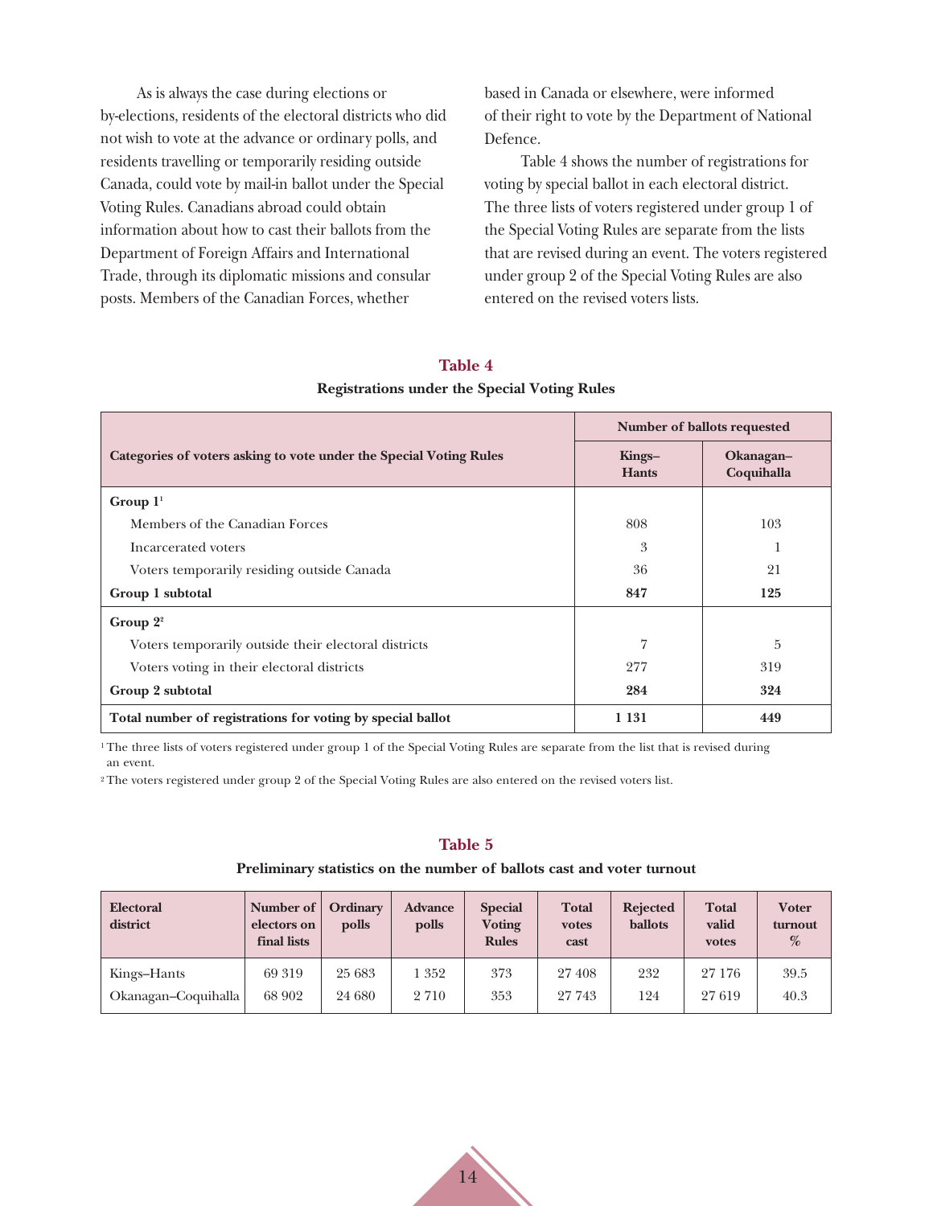As is always the case during elections or by-elections, residents of the electoral districts who did not wish to vote at the advance or ordinary polls, and residents travelling or temporarily residing outside Canada, could vote by mail-in ballot under the Special Voting Rules. Canadians abroad could obtain information about how to cast their ballots from the Department of Foreign Affairs and International Trade, through its diplomatic missions and consular posts. Members of the Canadian Forces, whether based in Canada or elsewhere, were informed of their right to vote by the Department of National Defence.

Table 4 shows the number of registrations for voting by special ballot in each electoral district. The three lists of voters registered under group 1 of the Special Voting Rules are separate from the lists that are revised during an event. The voters registered under group 2 of the Special Voting Rules are also entered on the revised voters lists.

**Table 4**

**Registrations under the Special Voting Rules**

| Categories of voters asking to vote under the Special Voting Rules | Number of ballots requested | |
|---|---|---|
| | **Kings–Hants** | **Okanagan–Coquihalla** |
| **Group 1**[1] | | |
| Members of the Canadian Forces | 808 | 103 |
| Incarcerated voters | 3 | 1 |
| Voters temporarily residing outside Canada | 36 | 21 |
| **Group 1 subtotal** | **847** | **125** |
| **Group 2**[2] | | |
| Voters temporarily outside their electoral districts | 7 | 5 |
| Voters voting in their electoral districts | 277 | 319 |
| **Group 2 subtotal** | **284** | **324** |
| **Total number of registrations for voting by special ballot** | **1 131** | **449** |

[1] The three lists of voters registered under group 1 of the Special Voting Rules are separate from the list that is revised during an event.

[2] The voters registered under group 2 of the Special Voting Rules are also entered on the revised voters list.

**Table 5**

**Preliminary statistics on the number of ballots cast and voter turnout**

| Electoral district | Number of electors on final lists | Ordinary polls | Advance polls | Special Voting Rules | Total votes cast | Rejected ballots | Total valid votes | Voter turnout % |
|---|---|---|---|---|---|---|---|---|
| Kings–Hants | 69 319 | 25 683 | 1 352 | 373 | 27 408 | 232 | 27 176 | 39.5 |
| Okanagan–Coquihalla | 68 902 | 24 680 | 2 710 | 353 | 27 743 | 124 | 27 619 | 40.3 |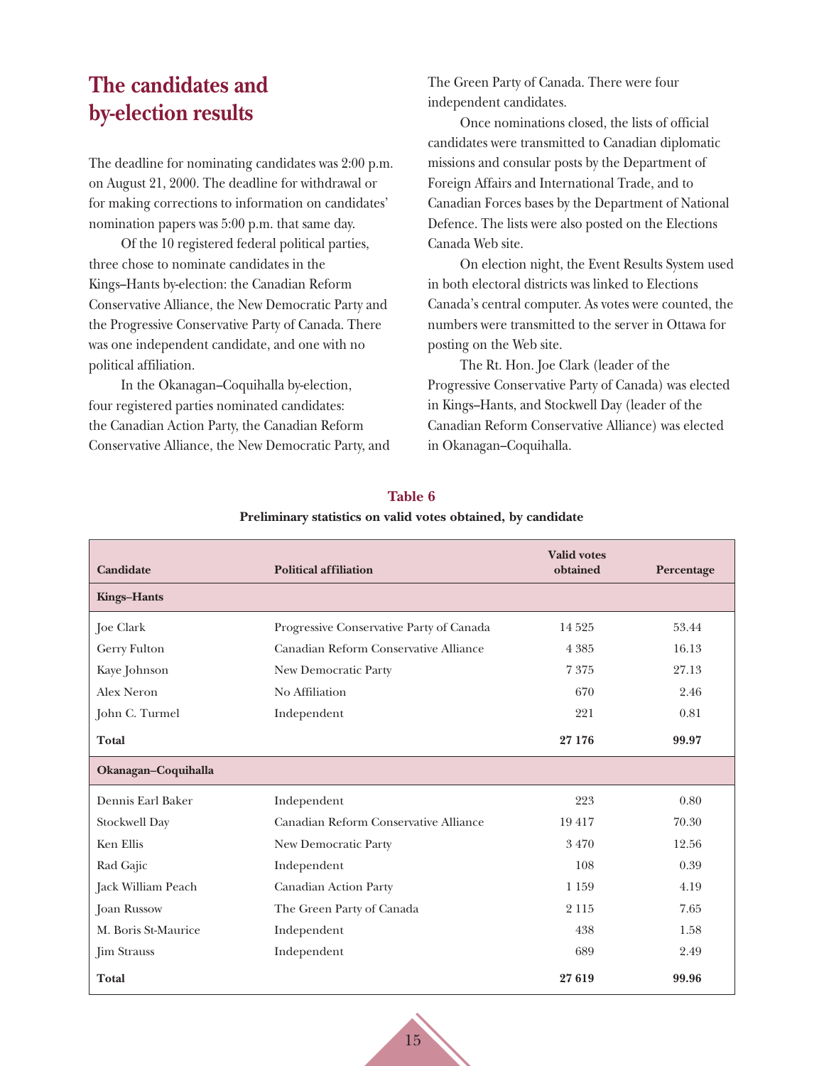## The candidates and by-election results

The deadline for nominating candidates was 2:00 p.m. on August 21, 2000. The deadline for withdrawal or for making corrections to information on candidates' nomination papers was 5:00 p.m. that same day.

Of the 10 registered federal political parties, three chose to nominate candidates in the Kings–Hants by-election: the Canadian Reform Conservative Alliance, the New Democratic Party and the Progressive Conservative Party of Canada. There was one independent candidate, and one with no political affiliation.

In the Okanagan–Coquihalla by-election, four registered parties nominated candidates: the Canadian Action Party, the Canadian Reform Conservative Alliance, the New Democratic Party, and The Green Party of Canada. There were four independent candidates.

Once nominations closed, the lists of official candidates were transmitted to Canadian diplomatic missions and consular posts by the Department of Foreign Affairs and International Trade, and to Canadian Forces bases by the Department of National Defence. The lists were also posted on the Elections Canada Web site.

On election night, the Event Results System used in both electoral districts was linked to Elections Canada's central computer. As votes were counted, the numbers were transmitted to the server in Ottawa for posting on the Web site.

The Rt. Hon. Joe Clark (leader of the Progressive Conservative Party of Canada) was elected in Kings–Hants, and Stockwell Day (leader of the Canadian Reform Conservative Alliance) was elected in Okanagan–Coquihalla.

**Table 6**

**Preliminary statistics on valid votes obtained, by candidate**

| Candidate | Political affiliation | Valid votes obtained | Percentage |
|---|---|---|---|
| **Kings–Hants** | | | |
| Joe Clark | Progressive Conservative Party of Canada | 14 525 | 53.44 |
| Gerry Fulton | Canadian Reform Conservative Alliance | 4 385 | 16.13 |
| Kaye Johnson | New Democratic Party | 7 375 | 27.13 |
| Alex Neron | No Affiliation | 670 | 2.46 |
| John C. Turmel | Independent | 221 | 0.81 |
| **Total** | | **27 176** | **99.97** |
| **Okanagan–Coquihalla** | | | |
| Dennis Earl Baker | Independent | 223 | 0.80 |
| Stockwell Day | Canadian Reform Conservative Alliance | 19 417 | 70.30 |
| Ken Ellis | New Democratic Party | 3 470 | 12.56 |
| Rad Gajic | Independent | 108 | 0.39 |
| Jack William Peach | Canadian Action Party | 1 159 | 4.19 |
| Joan Russow | The Green Party of Canada | 2 115 | 7.65 |
| M. Boris St-Maurice | Independent | 438 | 1.58 |
| Jim Strauss | Independent | 689 | 2.49 |
| **Total** | | **27 619** | **99.96** |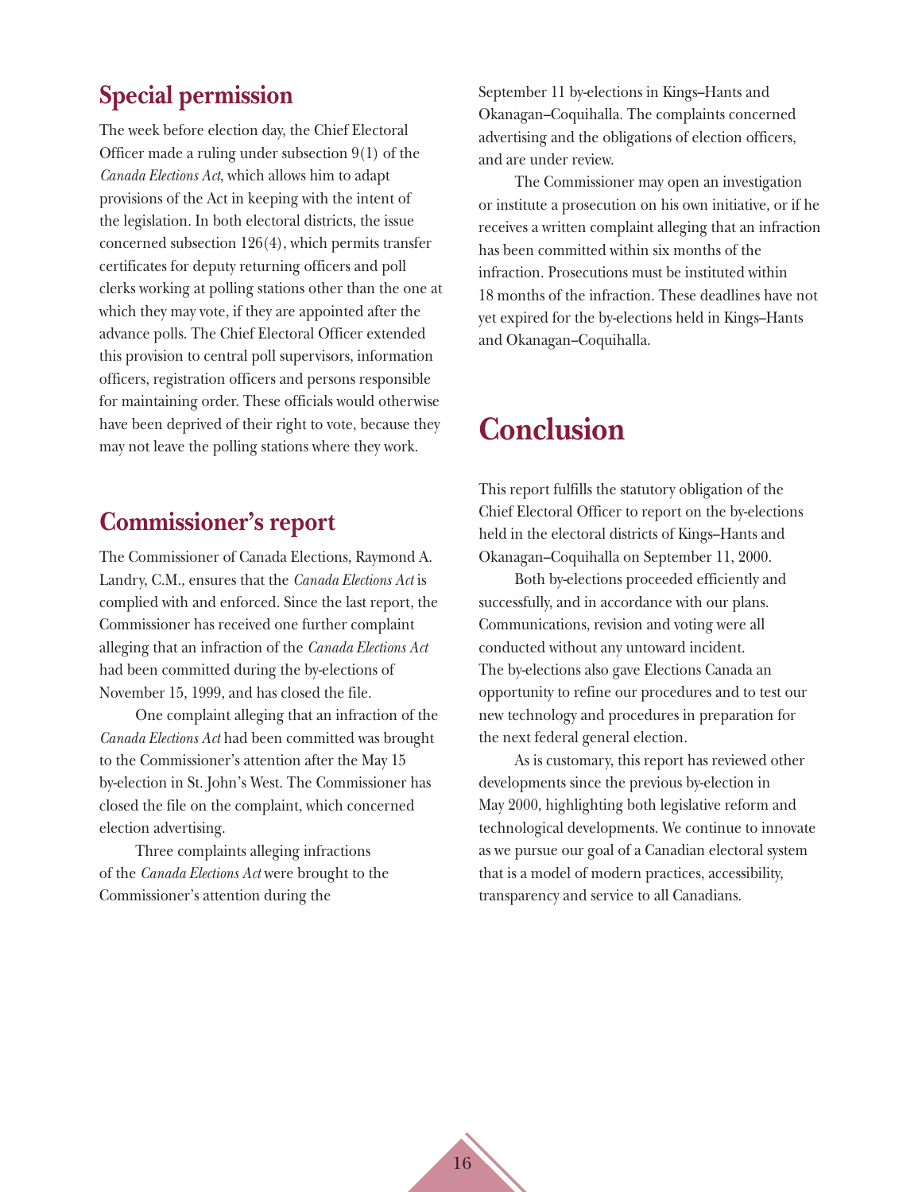## Special permission

The week before election day, the Chief Electoral Officer made a ruling under subsection 9(1) of the *Canada Elections Act*, which allows him to adapt provisions of the Act in keeping with the intent of the legislation. In both electoral districts, the issue concerned subsection 126(4), which permits transfer certificates for deputy returning officers and poll clerks working at polling stations other than the one at which they may vote, if they are appointed after the advance polls. The Chief Electoral Officer extended this provision to central poll supervisors, information officers, registration officers and persons responsible for maintaining order. These officials would otherwise have been deprived of their right to vote, because they may not leave the polling stations where they work.

## Commissioner's report

The Commissioner of Canada Elections, Raymond A. Landry, C.M., ensures that the *Canada Elections Act* is complied with and enforced. Since the last report, the Commissioner has received one further complaint alleging that an infraction of the *Canada Elections Act* had been committed during the by-elections of November 15, 1999, and has closed the file.

One complaint alleging that an infraction of the *Canada Elections Act* had been committed was brought to the Commissioner's attention after the May 15 by-election in St. John's West. The Commissioner has closed the file on the complaint, which concerned election advertising.

Three complaints alleging infractions of the *Canada Elections Act* were brought to the Commissioner's attention during the September 11 by-elections in Kings–Hants and Okanagan–Coquihalla. The complaints concerned advertising and the obligations of election officers, and are under review.

The Commissioner may open an investigation or institute a prosecution on his own initiative, or if he receives a written complaint alleging that an infraction has been committed within six months of the infraction. Prosecutions must be instituted within 18 months of the infraction. These deadlines have not yet expired for the by-elections held in Kings–Hants and Okanagan–Coquihalla.

# Conclusion

This report fulfills the statutory obligation of the Chief Electoral Officer to report on the by-elections held in the electoral districts of Kings–Hants and Okanagan–Coquihalla on September 11, 2000.

Both by-elections proceeded efficiently and successfully, and in accordance with our plans. Communications, revision and voting were all conducted without any untoward incident. The by-elections also gave Elections Canada an opportunity to refine our procedures and to test our new technology and procedures in preparation for the next federal general election.

As is customary, this report has reviewed other developments since the previous by-election in May 2000, highlighting both legislative reform and technological developments. We continue to innovate as we pursue our goal of a Canadian electoral system that is a model of modern practices, accessibility, transparency and service to all Canadians.